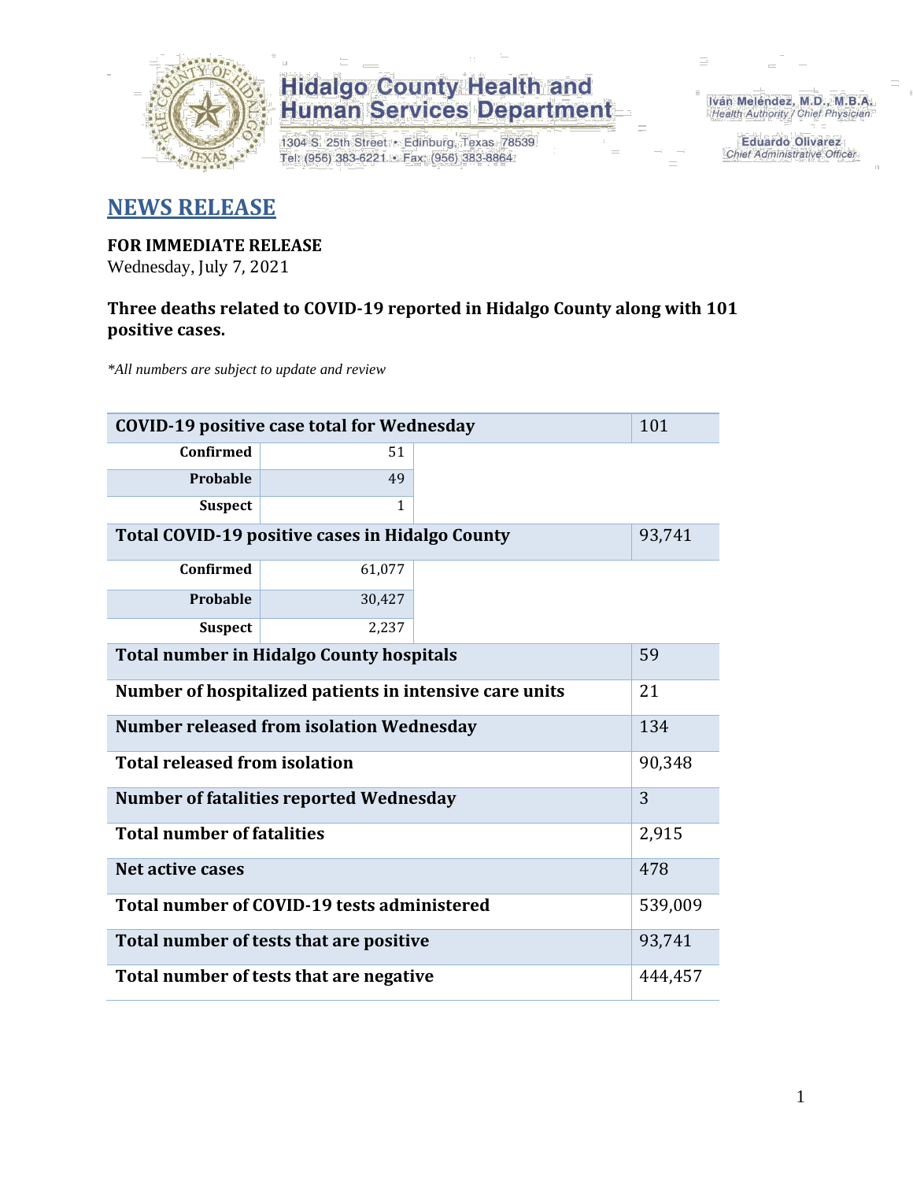**Hidalgo County Health and Human Services Department**

1304 S. 25th Street • Edinburg, Texas 78539
Tel: (956) 383-6221 • Fax: (956) 383-8864

Iván Meléndez, M.D., M.B.A.
*Health Authority / Chief Physician*

Eduardo Olivarez
*Chief Administrative Officer*

## NEWS RELEASE

**FOR IMMEDIATE RELEASE**
Wednesday, July 7, 2021

**Three deaths related to COVID-19 reported in Hidalgo County along with 101 positive cases.**

*\*All numbers are subject to update and review*

| COVID-19 positive case total for Wednesday | | 101 |
|---|---|---|
| Confirmed | 51 | |
| Probable | 49 | |
| Suspect | 1 | |
| **Total COVID-19 positive cases in Hidalgo County** | | 93,741 |
| Confirmed | 61,077 | |
| Probable | 30,427 | |
| Suspect | 2,237 | |
| **Total number in Hidalgo County hospitals** | | 59 |
| **Number of hospitalized patients in intensive care units** | | 21 |
| **Number released from isolation Wednesday** | | 134 |
| **Total released from isolation** | | 90,348 |
| **Number of fatalities reported Wednesday** | | 3 |
| **Total number of fatalities** | | 2,915 |
| **Net active cases** | | 478 |
| **Total number of COVID-19 tests administered** | | 539,009 |
| **Total number of tests that are positive** | | 93,741 |
| **Total number of tests that are negative** | | 444,457 |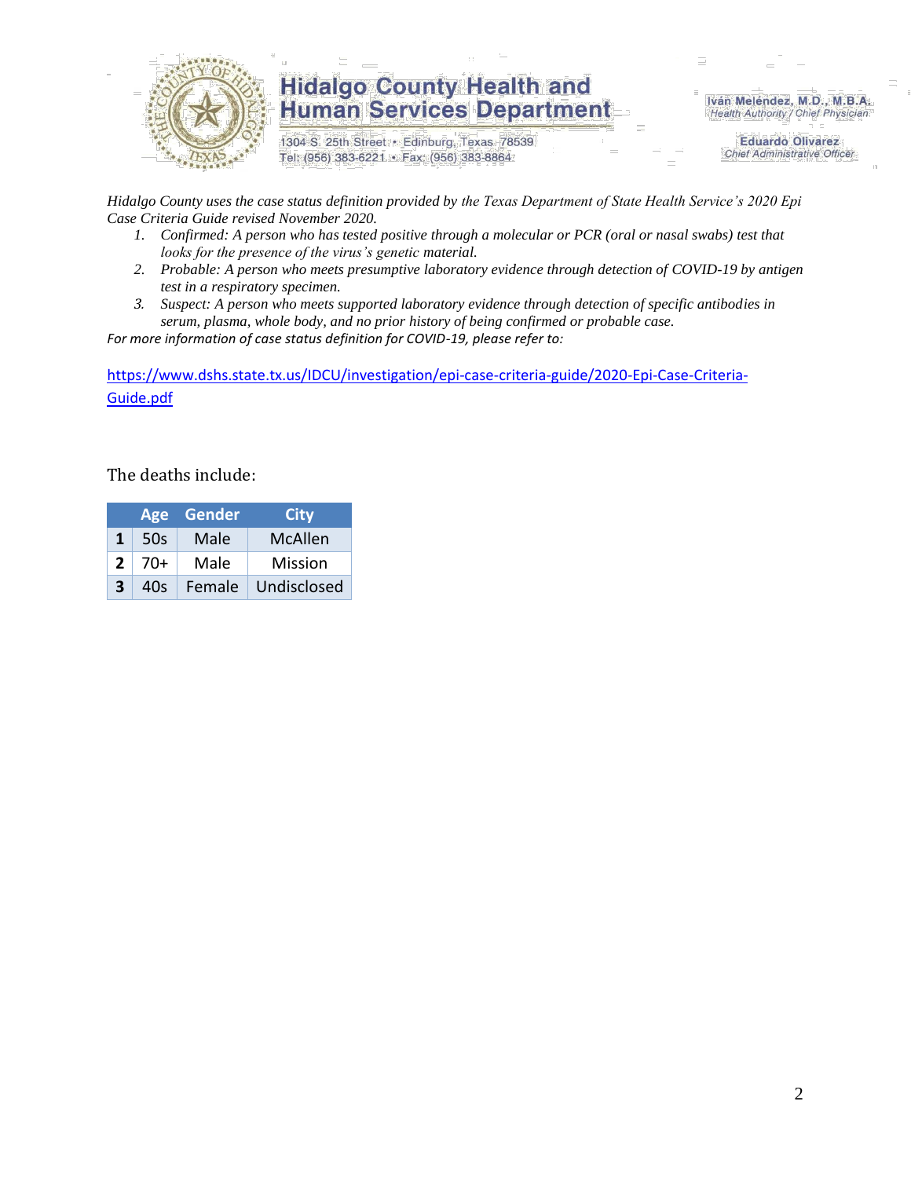*Hidalgo County uses the case status definition provided by the Texas Department of State Health Service's 2020 Epi Case Criteria Guide revised November 2020.*

1. *Confirmed: A person who has tested positive through a molecular or PCR (oral or nasal swabs) test that looks for the presence of the virus's genetic material.*
2. *Probable: A person who meets presumptive laboratory evidence through detection of COVID-19 by antigen test in a respiratory specimen.*
3. *Suspect: A person who meets supported laboratory evidence through detection of specific antibodies in serum, plasma, whole body, and no prior history of being confirmed or probable case.*

*For more information of case status definition for COVID-19, please refer to:*

[https://www.dshs.state.tx.us/IDCU/investigation/epi-case-criteria-guide/2020-Epi-Case-Criteria-Guide.pdf](https://www.dshs.state.tx.us/IDCU/investigation/epi-case-criteria-guide/2020-Epi-Case-Criteria-Guide.pdf)

The deaths include:

| | Age | Gender | City |
|---|---|---|---|
| **1** | 50s | Male | McAllen |
| **2** | 70+ | Male | Mission |
| **3** | 40s | Female | Undisclosed |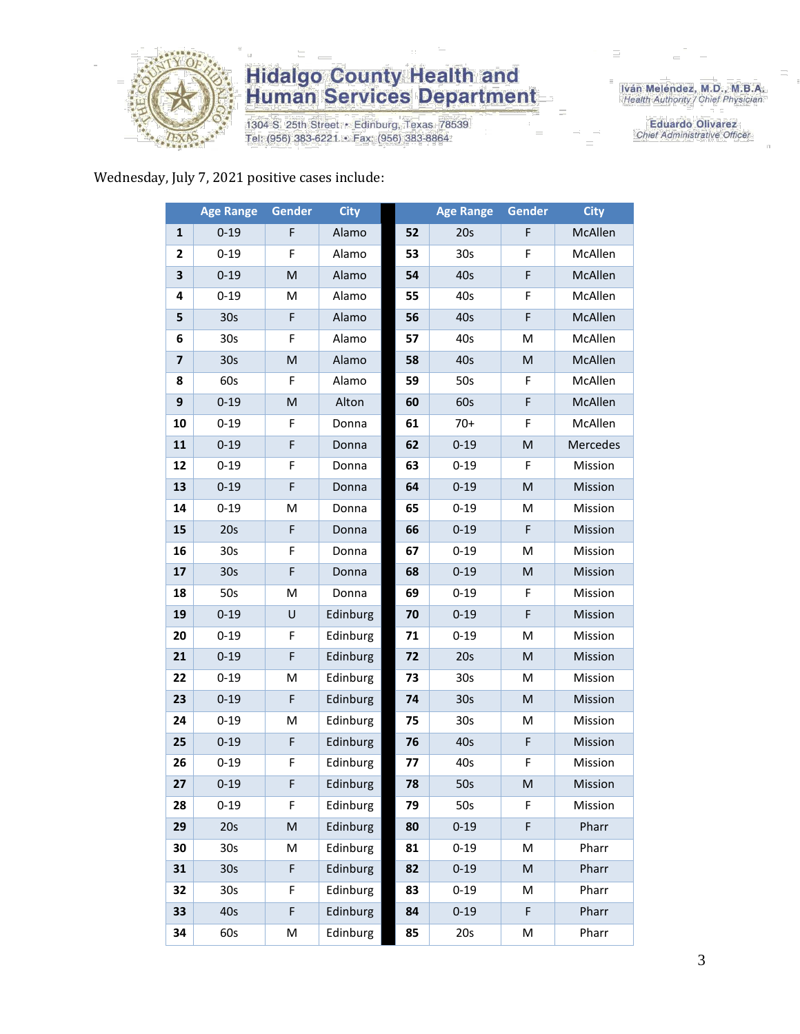Wednesday, July 7, 2021 positive cases include:

| | Age Range | Gender | City | | Age Range | Gender | City |
|---|---|---|---|---|---|---|---|
| **1** | 0-19 | F | Alamo | **52** | 20s | F | McAllen |
| **2** | 0-19 | F | Alamo | **53** | 30s | F | McAllen |
| **3** | 0-19 | M | Alamo | **54** | 40s | F | McAllen |
| **4** | 0-19 | M | Alamo | **55** | 40s | F | McAllen |
| **5** | 30s | F | Alamo | **56** | 40s | F | McAllen |
| **6** | 30s | F | Alamo | **57** | 40s | M | McAllen |
| **7** | 30s | M | Alamo | **58** | 40s | M | McAllen |
| **8** | 60s | F | Alamo | **59** | 50s | F | McAllen |
| **9** | 0-19 | M | Alton | **60** | 60s | F | McAllen |
| **10** | 0-19 | F | Donna | **61** | 70+ | F | McAllen |
| **11** | 0-19 | F | Donna | **62** | 0-19 | M | Mercedes |
| **12** | 0-19 | F | Donna | **63** | 0-19 | F | Mission |
| **13** | 0-19 | F | Donna | **64** | 0-19 | M | Mission |
| **14** | 0-19 | M | Donna | **65** | 0-19 | M | Mission |
| **15** | 20s | F | Donna | **66** | 0-19 | F | Mission |
| **16** | 30s | F | Donna | **67** | 0-19 | M | Mission |
| **17** | 30s | F | Donna | **68** | 0-19 | M | Mission |
| **18** | 50s | M | Donna | **69** | 0-19 | F | Mission |
| **19** | 0-19 | U | Edinburg | **70** | 0-19 | F | Mission |
| **20** | 0-19 | F | Edinburg | **71** | 0-19 | M | Mission |
| **21** | 0-19 | F | Edinburg | **72** | 20s | M | Mission |
| **22** | 0-19 | M | Edinburg | **73** | 30s | M | Mission |
| **23** | 0-19 | F | Edinburg | **74** | 30s | M | Mission |
| **24** | 0-19 | M | Edinburg | **75** | 30s | M | Mission |
| **25** | 0-19 | F | Edinburg | **76** | 40s | F | Mission |
| **26** | 0-19 | F | Edinburg | **77** | 40s | F | Mission |
| **27** | 0-19 | F | Edinburg | **78** | 50s | M | Mission |
| **28** | 0-19 | F | Edinburg | **79** | 50s | F | Mission |
| **29** | 20s | M | Edinburg | **80** | 0-19 | F | Pharr |
| **30** | 30s | M | Edinburg | **81** | 0-19 | M | Pharr |
| **31** | 30s | F | Edinburg | **82** | 0-19 | M | Pharr |
| **32** | 30s | F | Edinburg | **83** | 0-19 | M | Pharr |
| **33** | 40s | F | Edinburg | **84** | 0-19 | F | Pharr |
| **34** | 60s | M | Edinburg | **85** | 20s | M | Pharr |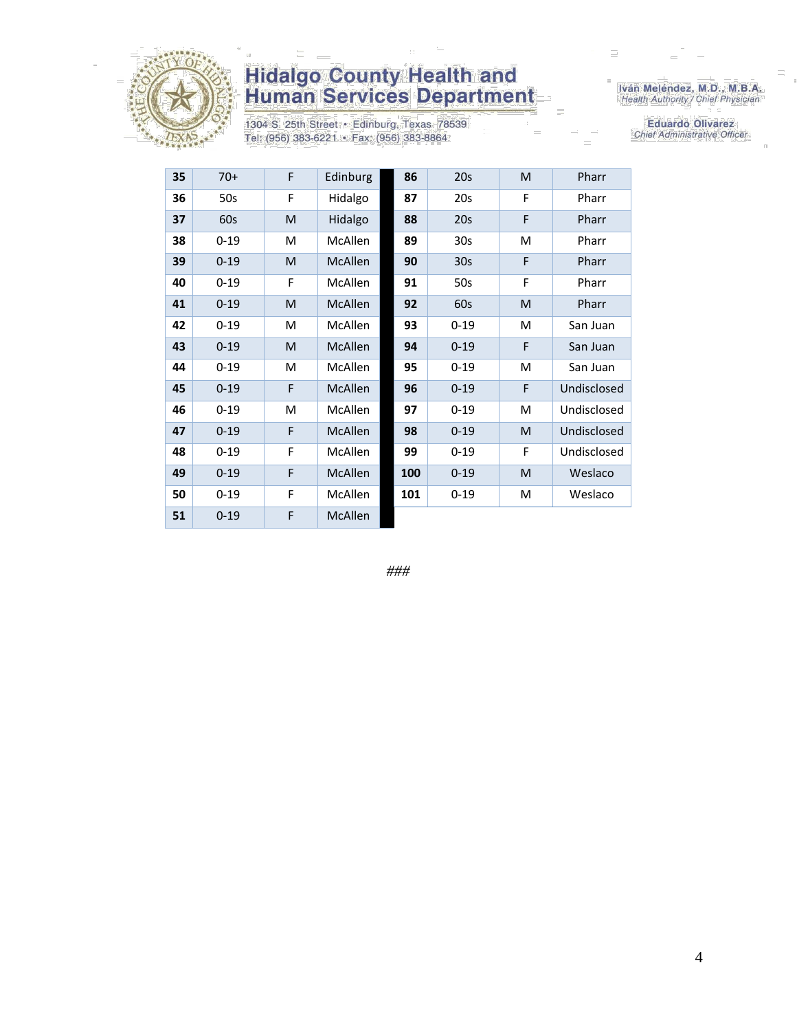| | | | |
|---|---|---|---|
| **35** | 70+ | F | Edinburg |
| **36** | 50s | F | Hidalgo |
| **37** | 60s | M | Hidalgo |
| **38** | 0-19 | M | McAllen |
| **39** | 0-19 | M | McAllen |
| **40** | 0-19 | F | McAllen |
| **41** | 0-19 | M | McAllen |
| **42** | 0-19 | M | McAllen |
| **43** | 0-19 | M | McAllen |
| **44** | 0-19 | M | McAllen |
| **45** | 0-19 | F | McAllen |
| **46** | 0-19 | M | McAllen |
| **47** | 0-19 | F | McAllen |
| **48** | 0-19 | F | McAllen |
| **49** | 0-19 | F | McAllen |
| **50** | 0-19 | F | McAllen |
| **51** | 0-19 | F | McAllen |
| **86** | 20s | M | Pharr |
| **87** | 20s | F | Pharr |
| **88** | 20s | F | Pharr |
| **89** | 30s | M | Pharr |
| **90** | 30s | F | Pharr |
| **91** | 50s | F | Pharr |
| **92** | 60s | M | Pharr |
| **93** | 0-19 | M | San Juan |
| **94** | 0-19 | F | San Juan |
| **95** | 0-19 | M | San Juan |
| **96** | 0-19 | F | Undisclosed |
| **97** | 0-19 | M | Undisclosed |
| **98** | 0-19 | M | Undisclosed |
| **99** | 0-19 | F | Undisclosed |
| **100** | 0-19 | M | Weslaco |
| **101** | 0-19 | M | Weslaco |

###